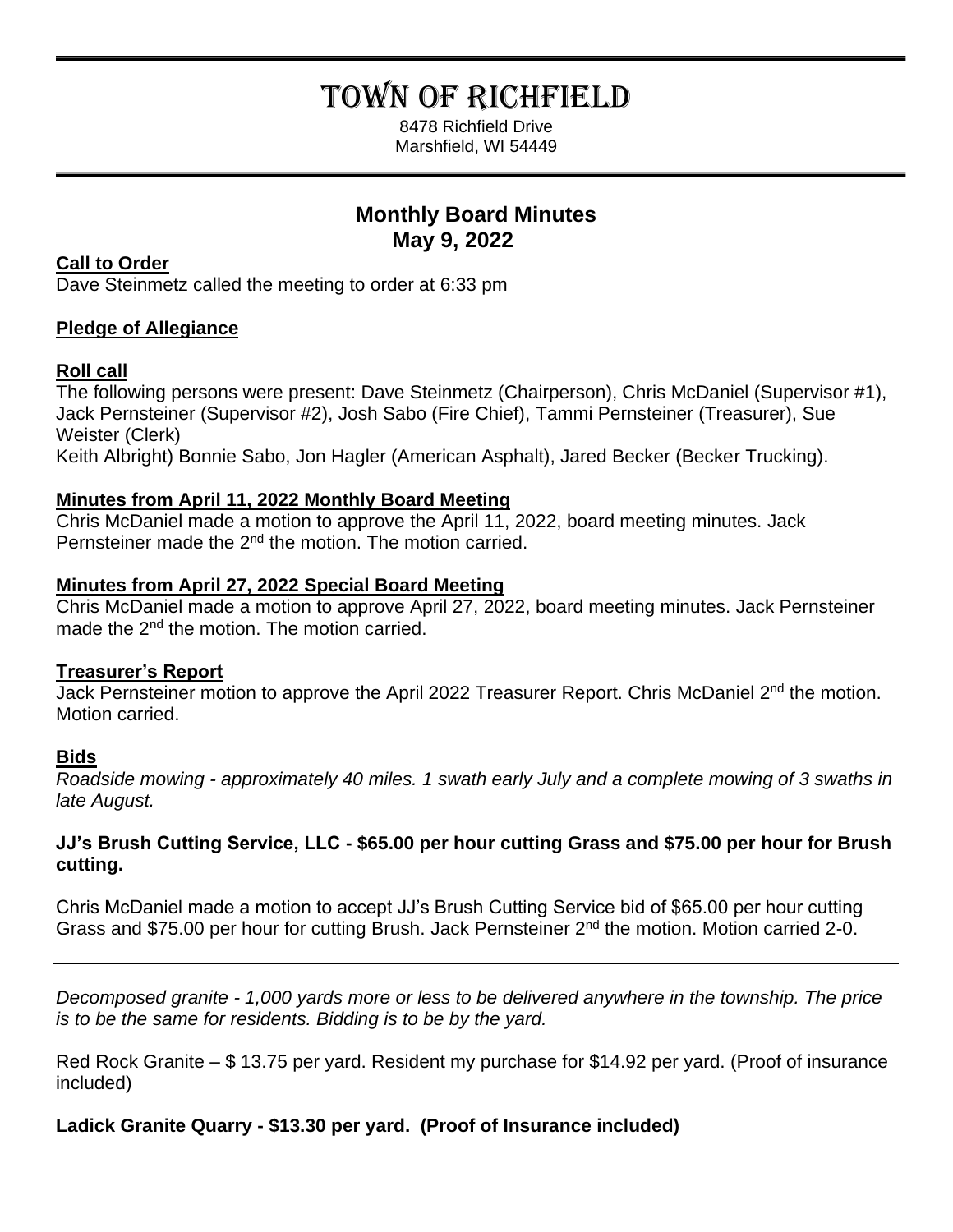# TOWN OF RICHFIELD

8478 Richfield Drive
Marshfield, WI 54449

## Monthly Board Minutes
## May 9, 2022

**Call to Order**

Dave Steinmetz called the meeting to order at 6:33 pm

**Pledge of Allegiance**

**Roll call**

The following persons were present: Dave Steinmetz (Chairperson), Chris McDaniel (Supervisor #1), Jack Pernsteiner (Supervisor #2), Josh Sabo (Fire Chief), Tammi Pernsteiner (Treasurer), Sue Weister (Clerk)
Keith Albright) Bonnie Sabo, Jon Hagler (American Asphalt), Jared Becker (Becker Trucking).

**Minutes from April 11, 2022 Monthly Board Meeting**

Chris McDaniel made a motion to approve the April 11, 2022, board meeting minutes. Jack Pernsteiner made the 2nd the motion. The motion carried.

**Minutes from April 27, 2022 Special Board Meeting**

Chris McDaniel made a motion to approve April 27, 2022, board meeting minutes. Jack Pernsteiner made the 2nd the motion. The motion carried.

**Treasurer's Report**

Jack Pernsteiner motion to approve the April 2022 Treasurer Report. Chris McDaniel 2nd the motion. Motion carried.

**Bids**

*Roadside mowing - approximately 40 miles. 1 swath early July and a complete mowing of 3 swaths in late August.*

**JJ's Brush Cutting Service, LLC - $65.00 per hour cutting Grass and $75.00 per hour for Brush cutting.**

Chris McDaniel made a motion to accept JJ's Brush Cutting Service bid of $65.00 per hour cutting Grass and $75.00 per hour for cutting Brush. Jack Pernsteiner 2nd the motion. Motion carried 2-0.

---

*Decomposed granite - 1,000 yards more or less to be delivered anywhere in the township. The price is to be the same for residents. Bidding is to be by the yard.*

Red Rock Granite – $ 13.75 per yard. Resident my purchase for $14.92 per yard. (Proof of insurance included)

**Ladick Granite Quarry - $13.30 per yard. (Proof of Insurance included)**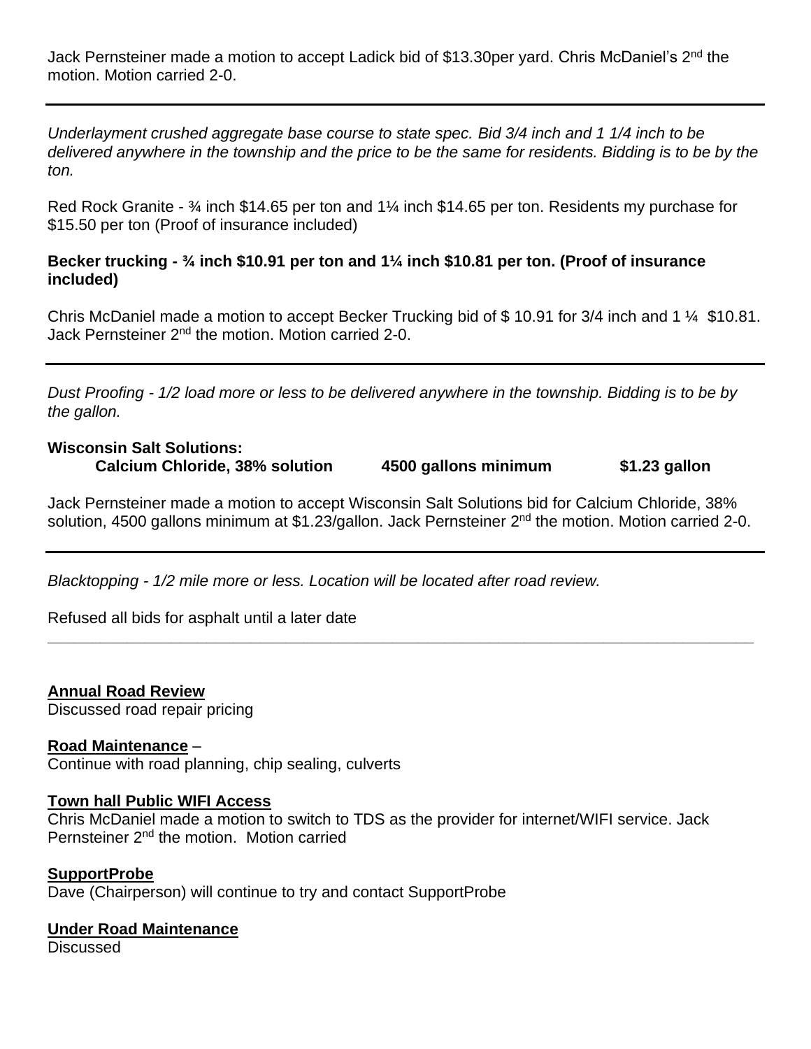Jack Pernsteiner made a motion to accept Ladick bid of $13.30per yard. Chris McDaniel's 2nd the motion. Motion carried 2-0.

---

*Underlayment crushed aggregate base course to state spec. Bid 3/4 inch and 1 1/4 inch to be delivered anywhere in the township and the price to be the same for residents. Bidding is to be by the ton.*

Red Rock Granite - ¾ inch $14.65 per ton and 1¼ inch $14.65 per ton. Residents my purchase for $15.50 per ton (Proof of insurance included)

**Becker trucking - ¾ inch $10.91 per ton and 1¼ inch $10.81 per ton. (Proof of insurance included)**

Chris McDaniel made a motion to accept Becker Trucking bid of $ 10.91 for 3/4 inch and 1 ¼ $10.81. Jack Pernsteiner 2nd the motion. Motion carried 2-0.

---

*Dust Proofing - 1/2 load more or less to be delivered anywhere in the township. Bidding is to be by the gallon.*

**Wisconsin Salt Solutions:**

**Calcium Chloride, 38% solution 4500 gallons minimum $1.23 gallon**

Jack Pernsteiner made a motion to accept Wisconsin Salt Solutions bid for Calcium Chloride, 38% solution, 4500 gallons minimum at $1.23/gallon. Jack Pernsteiner 2nd the motion. Motion carried 2-0.

---

*Blacktopping - 1/2 mile more or less. Location will be located after road review.*

Refused all bids for asphalt until a later date

---

**Annual Road Review**

Discussed road repair pricing

**Road Maintenance** –

Continue with road planning, chip sealing, culverts

**Town hall Public WIFI Access**

Chris McDaniel made a motion to switch to TDS as the provider for internet/WIFI service. Jack Pernsteiner 2nd the motion. Motion carried

**SupportProbe**

Dave (Chairperson) will continue to try and contact SupportProbe

**Under Road Maintenance**

Discussed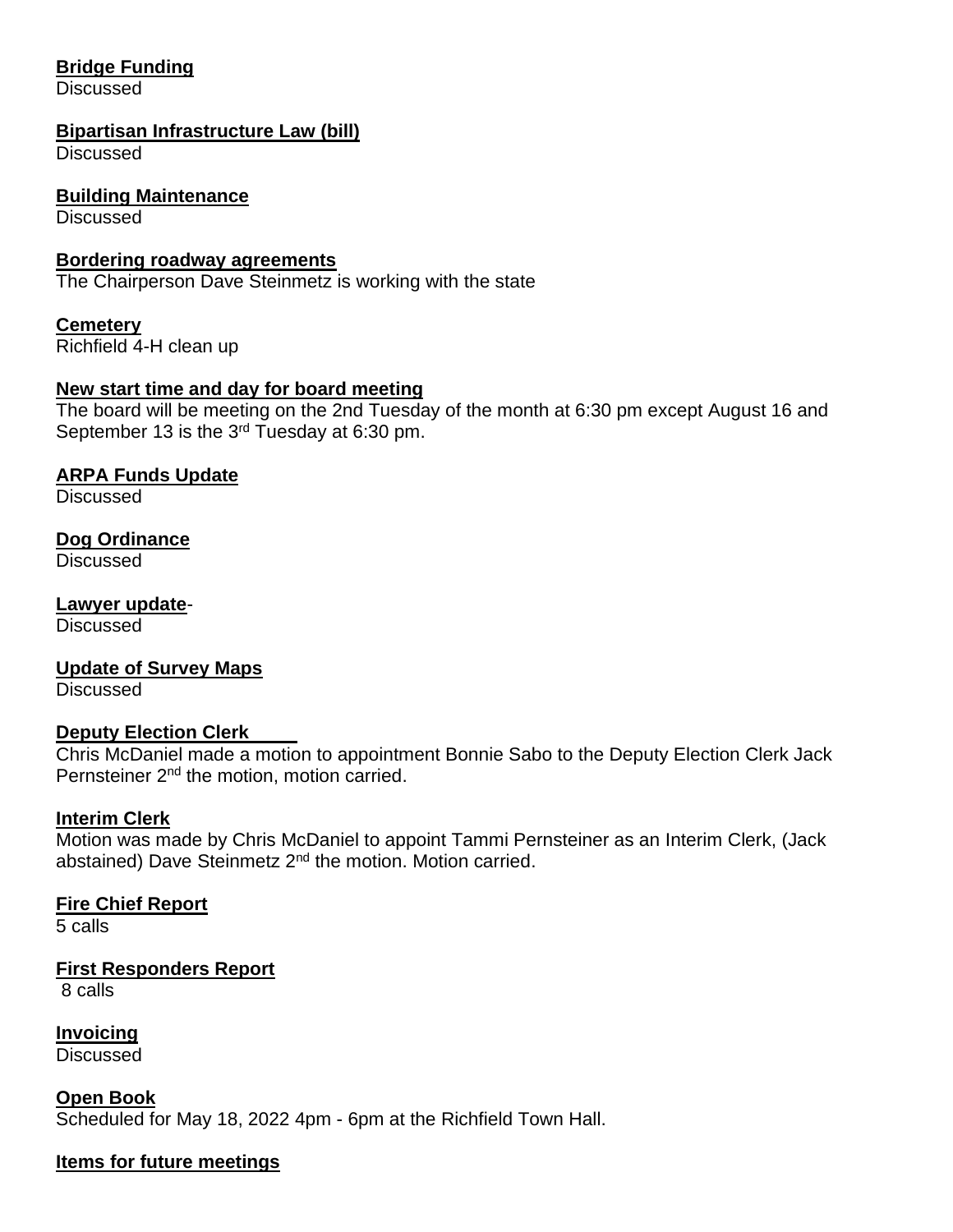**Bridge Funding**
Discussed

**Bipartisan Infrastructure Law (bill)**
Discussed

**Building Maintenance**
Discussed

**Bordering roadway agreements**
The Chairperson Dave Steinmetz is working with the state

**Cemetery**
Richfield 4-H clean up

**New start time and day for board meeting**
The board will be meeting on the 2nd Tuesday of the month at 6:30 pm except August 16 and September 13 is the 3rd Tuesday at 6:30 pm.

**ARPA Funds Update**
Discussed

**Dog Ordinance**
Discussed

**Lawyer update**-
Discussed

**Update of Survey Maps**
Discussed

**Deputy Election Clerk**
Chris McDaniel made a motion to appointment Bonnie Sabo to the Deputy Election Clerk Jack Pernsteiner 2nd the motion, motion carried.

**Interim Clerk**
Motion was made by Chris McDaniel to appoint Tammi Pernsteiner as an Interim Clerk, (Jack abstained) Dave Steinmetz 2nd the motion. Motion carried.

**Fire Chief Report**
5 calls

**First Responders Report**
8 calls

**Invoicing**
Discussed

**Open Book**
Scheduled for May 18, 2022 4pm - 6pm at the Richfield Town Hall.

**Items for future meetings**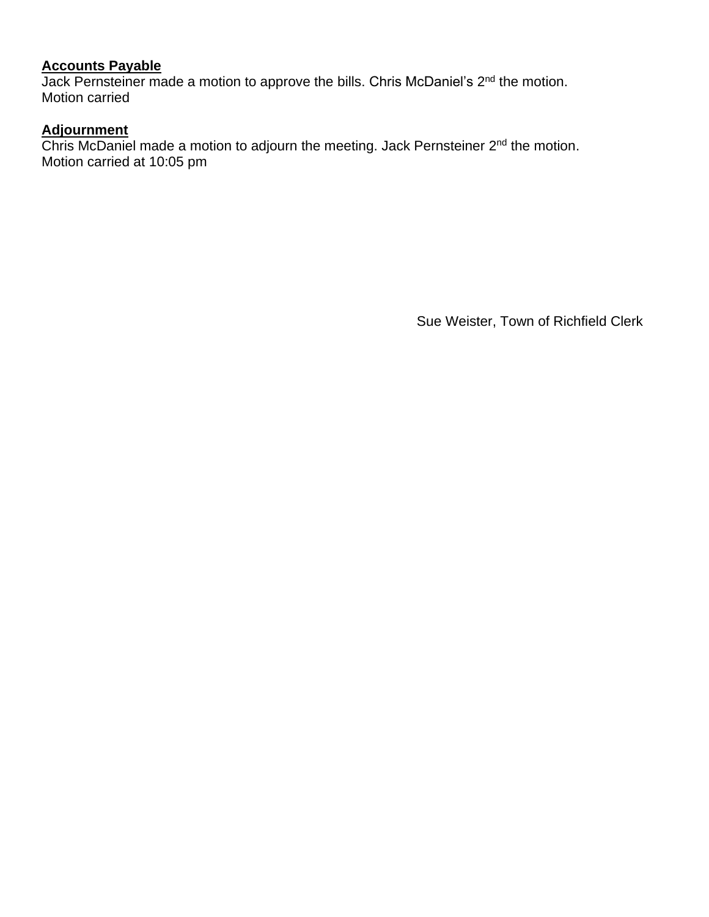**Accounts Payable**
Jack Pernsteiner made a motion to approve the bills. Chris McDaniel's 2nd the motion.
Motion carried

**Adjournment**
Chris McDaniel made a motion to adjourn the meeting. Jack Pernsteiner 2nd the motion.
Motion carried at 10:05 pm

Sue Weister, Town of Richfield Clerk